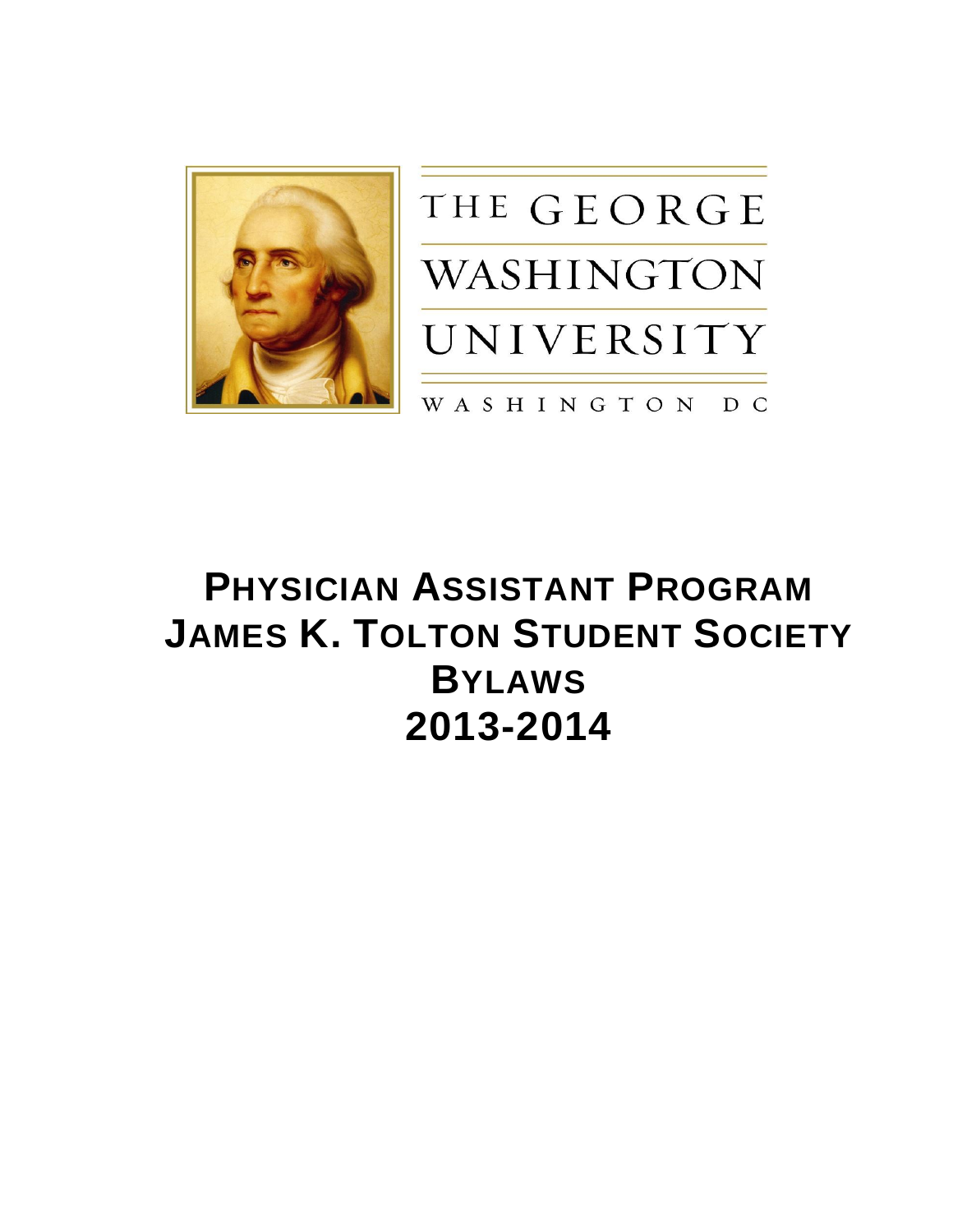THE GEORGE WASHINGTON UNIVERSITY

WASHINGTON DC

# PHYSICIAN ASSISTANT PROGRAM
# JAMES K. TOLTON STUDENT SOCIETY
# BYLAWS
# 2013-2014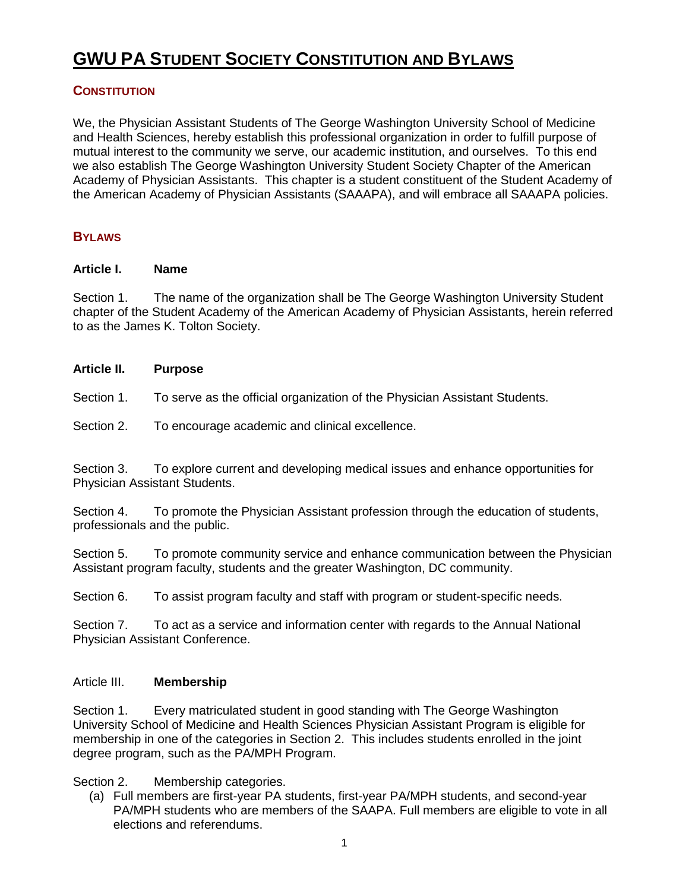# GWU PA STUDENT SOCIETY CONSTITUTION AND BYLAWS

## CONSTITUTION

We, the Physician Assistant Students of The George Washington University School of Medicine and Health Sciences, hereby establish this professional organization in order to fulfill purpose of mutual interest to the community we serve, our academic institution, and ourselves. To this end we also establish The George Washington University Student Society Chapter of the American Academy of Physician Assistants. This chapter is a student constituent of the Student Academy of the American Academy of Physician Assistants (SAAAPA), and will embrace all SAAAPA policies.

## BYLAWS

### Article I. Name

Section 1. The name of the organization shall be The George Washington University Student chapter of the Student Academy of the American Academy of Physician Assistants, herein referred to as the James K. Tolton Society.

### Article II. Purpose

Section 1. To serve as the official organization of the Physician Assistant Students.

Section 2. To encourage academic and clinical excellence.

Section 3. To explore current and developing medical issues and enhance opportunities for Physician Assistant Students.

Section 4. To promote the Physician Assistant profession through the education of students, professionals and the public.

Section 5. To promote community service and enhance communication between the Physician Assistant program faculty, students and the greater Washington, DC community.

Section 6. To assist program faculty and staff with program or student-specific needs.

Section 7. To act as a service and information center with regards to the Annual National Physician Assistant Conference.

### Article III. Membership

Section 1. Every matriculated student in good standing with The George Washington University School of Medicine and Health Sciences Physician Assistant Program is eligible for membership in one of the categories in Section 2. This includes students enrolled in the joint degree program, such as the PA/MPH Program.

Section 2. Membership categories.

(a) Full members are first-year PA students, first-year PA/MPH students, and second-year PA/MPH students who are members of the SAAPA. Full members are eligible to vote in all elections and referendums.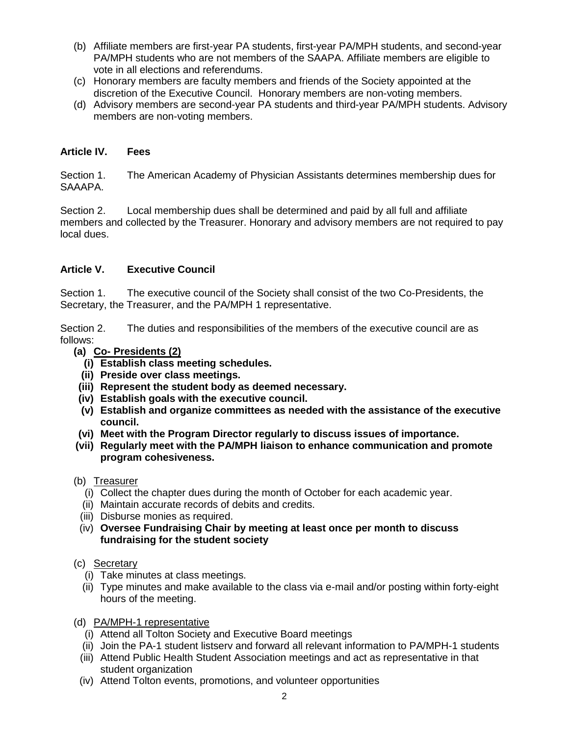(b) Affiliate members are first-year PA students, first-year PA/MPH students, and second-year PA/MPH students who are not members of the SAAPA. Affiliate members are eligible to vote in all elections and referendums.

(c) Honorary members are faculty members and friends of the Society appointed at the discretion of the Executive Council. Honorary members are non-voting members.

(d) Advisory members are second-year PA students and third-year PA/MPH students. Advisory members are non-voting members.

## Article IV. Fees

Section 1. The American Academy of Physician Assistants determines membership dues for SAAAPA.

Section 2. Local membership dues shall be determined and paid by all full and affiliate members and collected by the Treasurer. Honorary and advisory members are not required to pay local dues.

## Article V. Executive Council

Section 1. The executive council of the Society shall consist of the two Co-Presidents, the Secretary, the Treasurer, and the PA/MPH 1 representative.

Section 2. The duties and responsibilities of the members of the executive council are as follows:

**(a) <u>Co- Presidents (2)</u>**

- **(i) Establish class meeting schedules.**
- **(ii) Preside over class meetings.**
- **(iii) Represent the student body as deemed necessary.**
- **(iv) Establish goals with the executive council.**
- **(v) Establish and organize committees as needed with the assistance of the executive council.**
- **(vi) Meet with the Program Director regularly to discuss issues of importance.**
- **(vii) Regularly meet with the PA/MPH liaison to enhance communication and promote program cohesiveness.**

(b) <u>Treasurer</u>

- (i) Collect the chapter dues during the month of October for each academic year.
- (ii) Maintain accurate records of debits and credits.
- (iii) Disburse monies as required.
- (iv) **Oversee Fundraising Chair by meeting at least once per month to discuss fundraising for the student society**

(c) <u>Secretary</u>

- (i) Take minutes at class meetings.
- (ii) Type minutes and make available to the class via e-mail and/or posting within forty-eight hours of the meeting.

(d) <u>PA/MPH-1 representative</u>

- (i) Attend all Tolton Society and Executive Board meetings
- (ii) Join the PA-1 student listserv and forward all relevant information to PA/MPH-1 students
- (iii) Attend Public Health Student Association meetings and act as representative in that student organization
- (iv) Attend Tolton events, promotions, and volunteer opportunities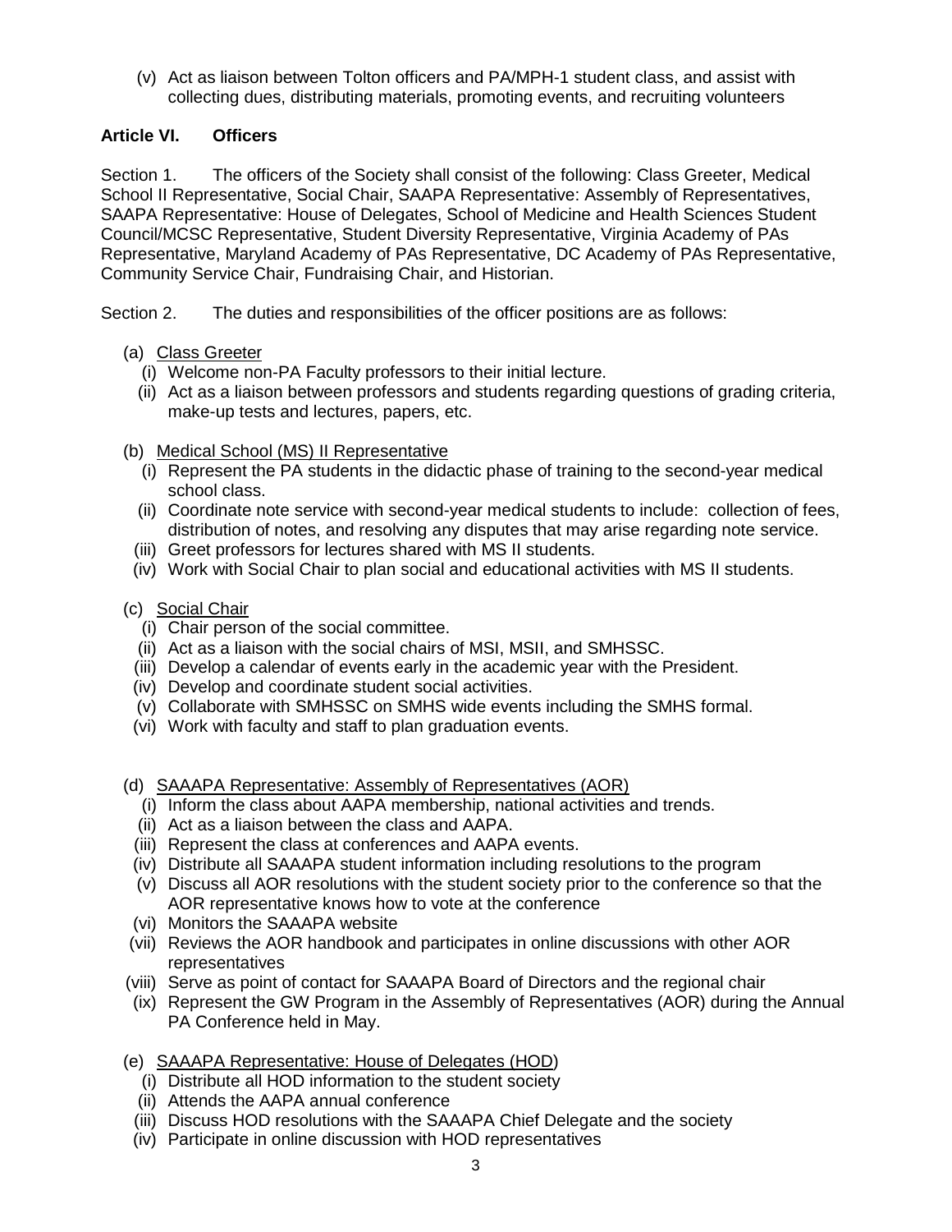(v) Act as liaison between Tolton officers and PA/MPH-1 student class, and assist with collecting dues, distributing materials, promoting events, and recruiting volunteers

### Article VI. Officers

Section 1. The officers of the Society shall consist of the following: Class Greeter, Medical School II Representative, Social Chair, SAAPA Representative: Assembly of Representatives, SAAPA Representative: House of Delegates, School of Medicine and Health Sciences Student Council/MCSC Representative, Student Diversity Representative, Virginia Academy of PAs Representative, Maryland Academy of PAs Representative, DC Academy of PAs Representative, Community Service Chair, Fundraising Chair, and Historian.

Section 2. The duties and responsibilities of the officer positions are as follows:

(a) <u>Class Greeter</u>
   (i) Welcome non-PA Faculty professors to their initial lecture.
   (ii) Act as a liaison between professors and students regarding questions of grading criteria, make-up tests and lectures, papers, etc.

(b) <u>Medical School (MS) II Representative</u>
   (i) Represent the PA students in the didactic phase of training to the second-year medical school class.
   (ii) Coordinate note service with second-year medical students to include: collection of fees, distribution of notes, and resolving any disputes that may arise regarding note service.
   (iii) Greet professors for lectures shared with MS II students.
   (iv) Work with Social Chair to plan social and educational activities with MS II students.

(c) <u>Social Chair</u>
   (i) Chair person of the social committee.
   (ii) Act as a liaison with the social chairs of MSI, MSII, and SMHSSC.
   (iii) Develop a calendar of events early in the academic year with the President.
   (iv) Develop and coordinate student social activities.
   (v) Collaborate with SMHSSC on SMHS wide events including the SMHS formal.
   (vi) Work with faculty and staff to plan graduation events.

(d) <u>SAAAPA Representative: Assembly of Representatives (AOR)</u>
   (i) Inform the class about AAPA membership, national activities and trends.
   (ii) Act as a liaison between the class and AAPA.
   (iii) Represent the class at conferences and AAPA events.
   (iv) Distribute all SAAAPA student information including resolutions to the program
   (v) Discuss all AOR resolutions with the student society prior to the conference so that the AOR representative knows how to vote at the conference
   (vi) Monitors the SAAAPA website
   (vii) Reviews the AOR handbook and participates in online discussions with other AOR representatives
   (viii) Serve as point of contact for SAAAPA Board of Directors and the regional chair
   (ix) Represent the GW Program in the Assembly of Representatives (AOR) during the Annual PA Conference held in May.

(e) <u>SAAAPA Representative: House of Delegates (HOD)</u>
   (i) Distribute all HOD information to the student society
   (ii) Attends the AAPA annual conference
   (iii) Discuss HOD resolutions with the SAAAPA Chief Delegate and the society
   (iv) Participate in online discussion with HOD representatives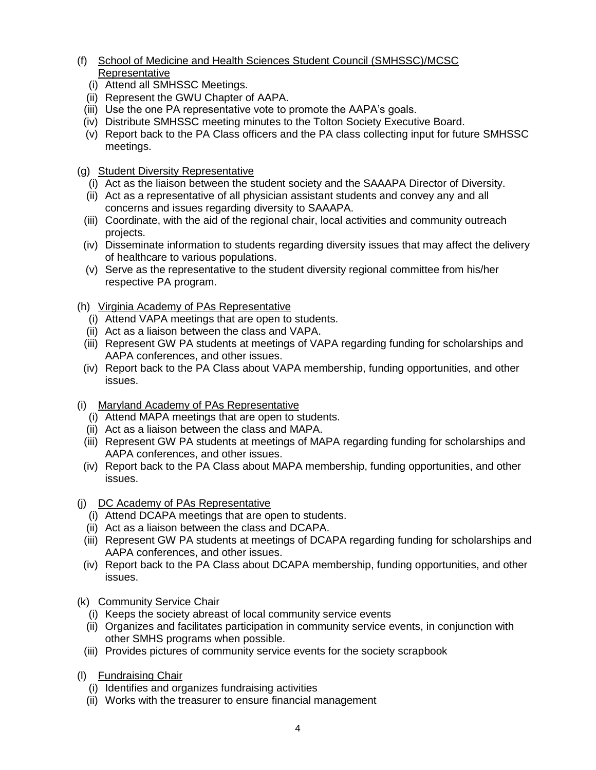(f) <u>School of Medicine and Health Sciences Student Council (SMHSSC)/MCSC Representative</u>
   (i) Attend all SMHSSC Meetings.
   (ii) Represent the GWU Chapter of AAPA.
   (iii) Use the one PA representative vote to promote the AAPA's goals.
   (iv) Distribute SMHSSC meeting minutes to the Tolton Society Executive Board.
   (v) Report back to the PA Class officers and the PA class collecting input for future SMHSSC meetings.

(g) <u>Student Diversity Representative</u>
   (i) Act as the liaison between the student society and the SAAAPA Director of Diversity.
   (ii) Act as a representative of all physician assistant students and convey any and all concerns and issues regarding diversity to SAAAPA.
   (iii) Coordinate, with the aid of the regional chair, local activities and community outreach projects.
   (iv) Disseminate information to students regarding diversity issues that may affect the delivery of healthcare to various populations.
   (v) Serve as the representative to the student diversity regional committee from his/her respective PA program.

(h) <u>Virginia Academy of PAs Representative</u>
   (i) Attend VAPA meetings that are open to students.
   (ii) Act as a liaison between the class and VAPA.
   (iii) Represent GW PA students at meetings of VAPA regarding funding for scholarships and AAPA conferences, and other issues.
   (iv) Report back to the PA Class about VAPA membership, funding opportunities, and other issues.

(i) <u>Maryland Academy of PAs Representative</u>
   (i) Attend MAPA meetings that are open to students.
   (ii) Act as a liaison between the class and MAPA.
   (iii) Represent GW PA students at meetings of MAPA regarding funding for scholarships and AAPA conferences, and other issues.
   (iv) Report back to the PA Class about MAPA membership, funding opportunities, and other issues.

(j) <u>DC Academy of PAs Representative</u>
   (i) Attend DCAPA meetings that are open to students.
   (ii) Act as a liaison between the class and DCAPA.
   (iii) Represent GW PA students at meetings of DCAPA regarding funding for scholarships and AAPA conferences, and other issues.
   (iv) Report back to the PA Class about DCAPA membership, funding opportunities, and other issues.

(k) <u>Community Service Chair</u>
   (i) Keeps the society abreast of local community service events
   (ii) Organizes and facilitates participation in community service events, in conjunction with other SMHS programs when possible.
   (iii) Provides pictures of community service events for the society scrapbook

(l) <u>Fundraising Chair</u>
   (i) Identifies and organizes fundraising activities
   (ii) Works with the treasurer to ensure financial management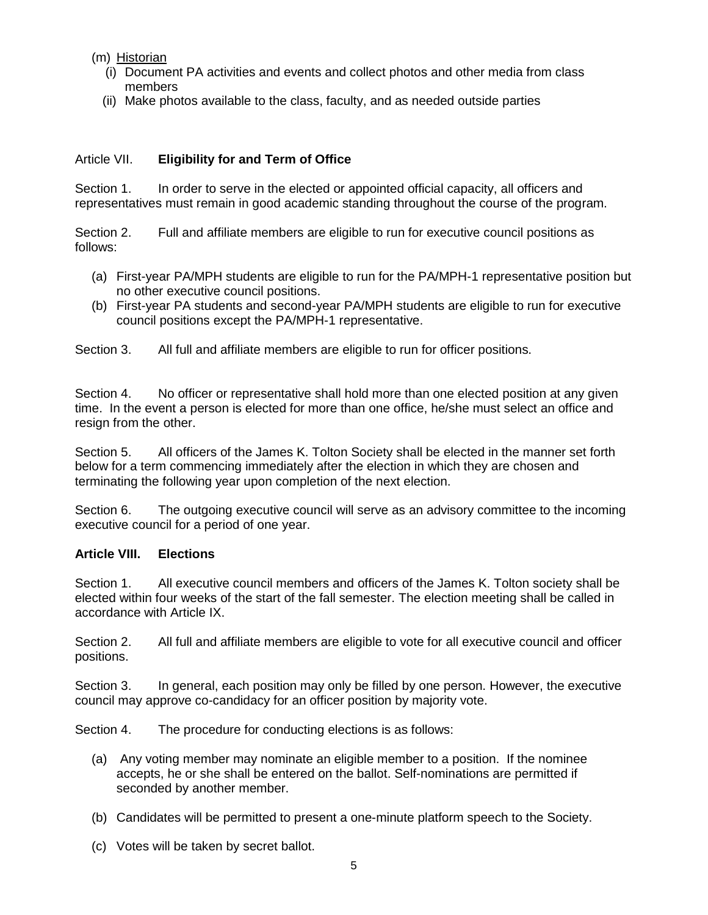(m) Historian
   (i) Document PA activities and events and collect photos and other media from class members
   (ii) Make photos available to the class, faculty, and as needed outside parties

## Article VII. **Eligibility for and Term of Office**

Section 1. In order to serve in the elected or appointed official capacity, all officers and representatives must remain in good academic standing throughout the course of the program.

Section 2. Full and affiliate members are eligible to run for executive council positions as follows:

(a) First-year PA/MPH students are eligible to run for the PA/MPH-1 representative position but no other executive council positions.

(b) First-year PA students and second-year PA/MPH students are eligible to run for executive council positions except the PA/MPH-1 representative.

Section 3. All full and affiliate members are eligible to run for officer positions.

Section 4. No officer or representative shall hold more than one elected position at any given time. In the event a person is elected for more than one office, he/she must select an office and resign from the other.

Section 5. All officers of the James K. Tolton Society shall be elected in the manner set forth below for a term commencing immediately after the election in which they are chosen and terminating the following year upon completion of the next election.

Section 6. The outgoing executive council will serve as an advisory committee to the incoming executive council for a period of one year.

## **Article VIII. Elections**

Section 1. All executive council members and officers of the James K. Tolton society shall be elected within four weeks of the start of the fall semester. The election meeting shall be called in accordance with Article IX.

Section 2. All full and affiliate members are eligible to vote for all executive council and officer positions.

Section 3. In general, each position may only be filled by one person. However, the executive council may approve co-candidacy for an officer position by majority vote.

Section 4. The procedure for conducting elections is as follows:

(a) Any voting member may nominate an eligible member to a position. If the nominee accepts, he or she shall be entered on the ballot. Self-nominations are permitted if seconded by another member.

(b) Candidates will be permitted to present a one-minute platform speech to the Society.

(c) Votes will be taken by secret ballot.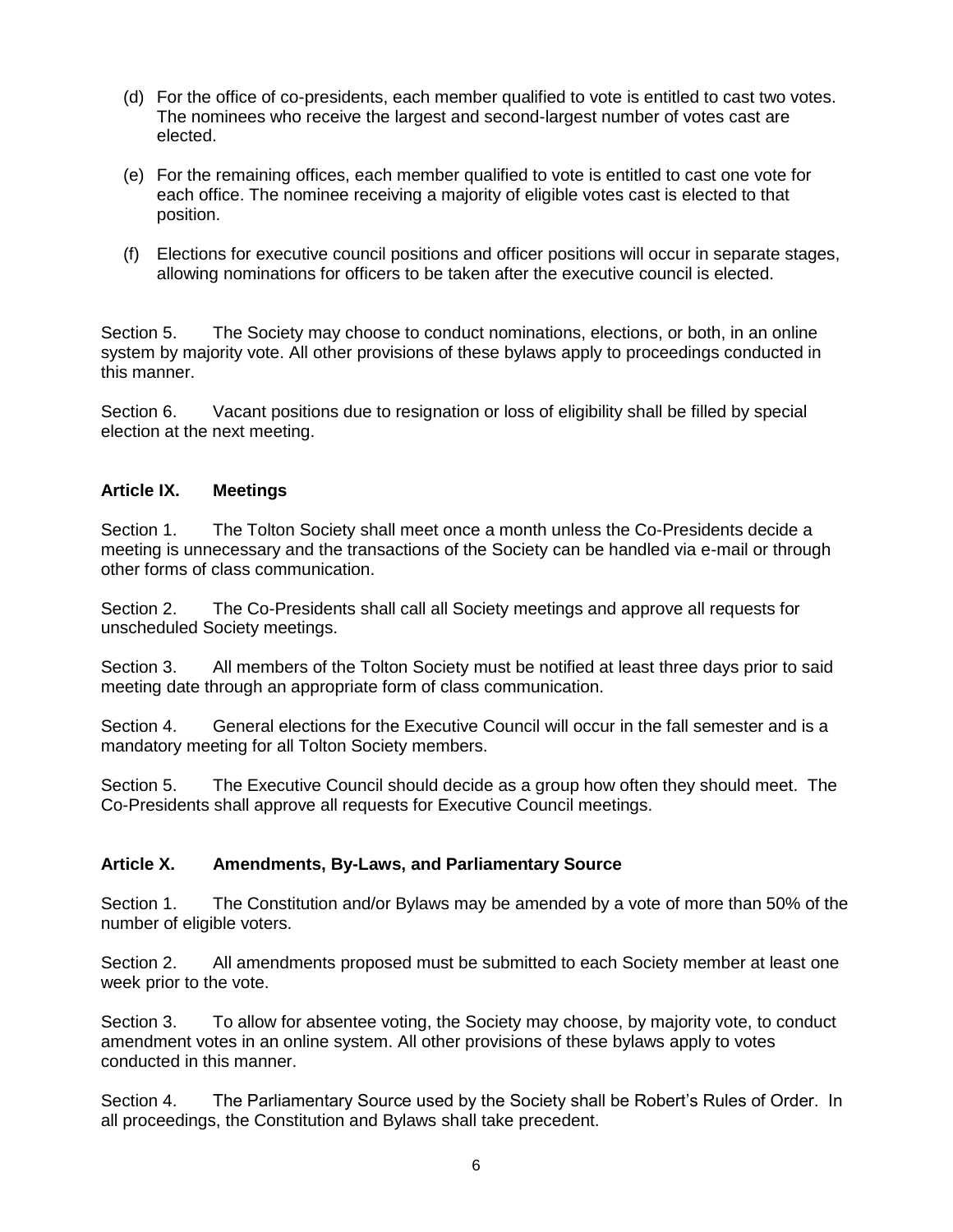(d) For the office of co-presidents, each member qualified to vote is entitled to cast two votes. The nominees who receive the largest and second-largest number of votes cast are elected.

(e) For the remaining offices, each member qualified to vote is entitled to cast one vote for each office. The nominee receiving a majority of eligible votes cast is elected to that position.

(f) Elections for executive council positions and officer positions will occur in separate stages, allowing nominations for officers to be taken after the executive council is elected.

Section 5. The Society may choose to conduct nominations, elections, or both, in an online system by majority vote. All other provisions of these bylaws apply to proceedings conducted in this manner.

Section 6. Vacant positions due to resignation or loss of eligibility shall be filled by special election at the next meeting.

## Article IX. Meetings

Section 1. The Tolton Society shall meet once a month unless the Co-Presidents decide a meeting is unnecessary and the transactions of the Society can be handled via e-mail or through other forms of class communication.

Section 2. The Co-Presidents shall call all Society meetings and approve all requests for unscheduled Society meetings.

Section 3. All members of the Tolton Society must be notified at least three days prior to said meeting date through an appropriate form of class communication.

Section 4. General elections for the Executive Council will occur in the fall semester and is a mandatory meeting for all Tolton Society members.

Section 5. The Executive Council should decide as a group how often they should meet. The Co-Presidents shall approve all requests for Executive Council meetings.

## Article X. Amendments, By-Laws, and Parliamentary Source

Section 1. The Constitution and/or Bylaws may be amended by a vote of more than 50% of the number of eligible voters.

Section 2. All amendments proposed must be submitted to each Society member at least one week prior to the vote.

Section 3. To allow for absentee voting, the Society may choose, by majority vote, to conduct amendment votes in an online system. All other provisions of these bylaws apply to votes conducted in this manner.

Section 4. The Parliamentary Source used by the Society shall be Robert's Rules of Order. In all proceedings, the Constitution and Bylaws shall take precedent.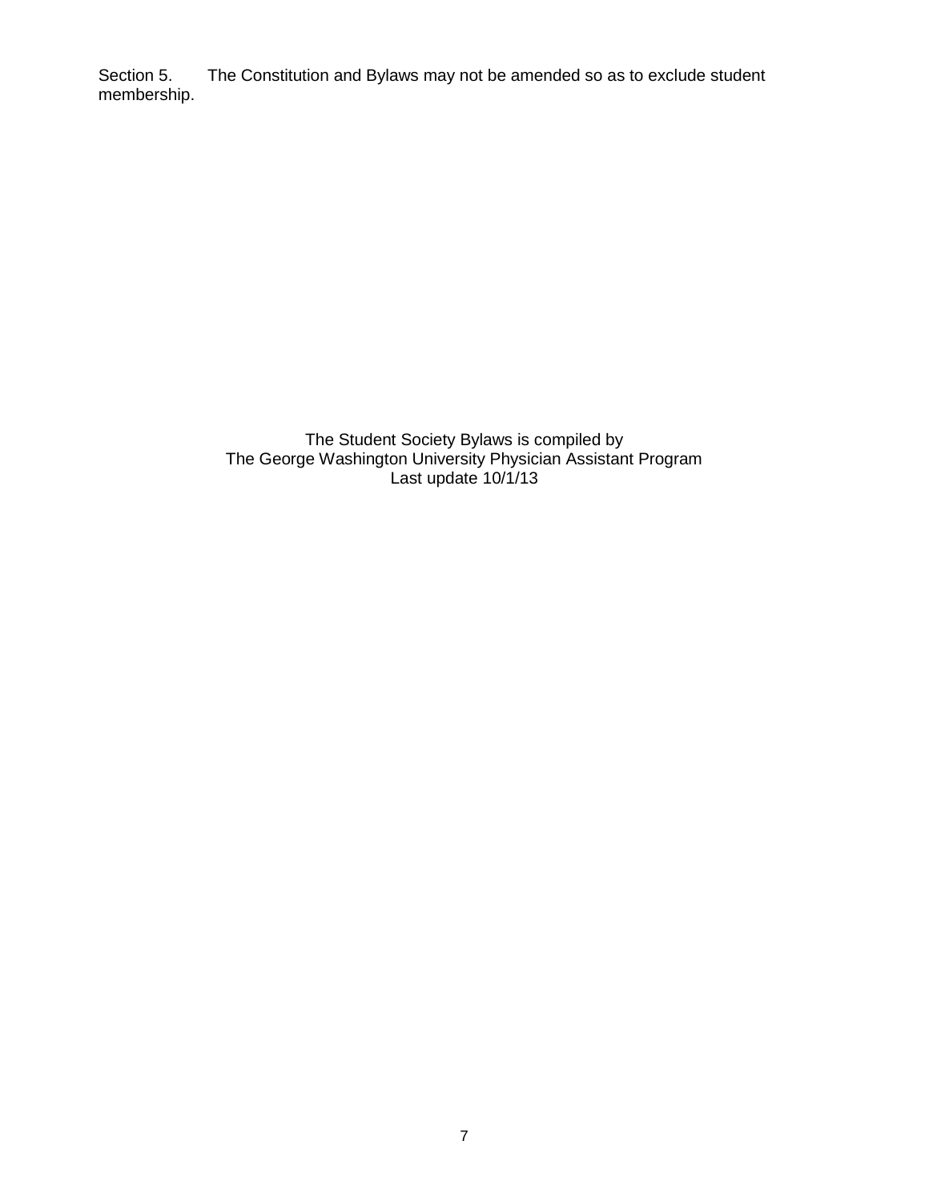Section 5. The Constitution and Bylaws may not be amended so as to exclude student membership.

The Student Society Bylaws is compiled by
The George Washington University Physician Assistant Program
Last update 10/1/13